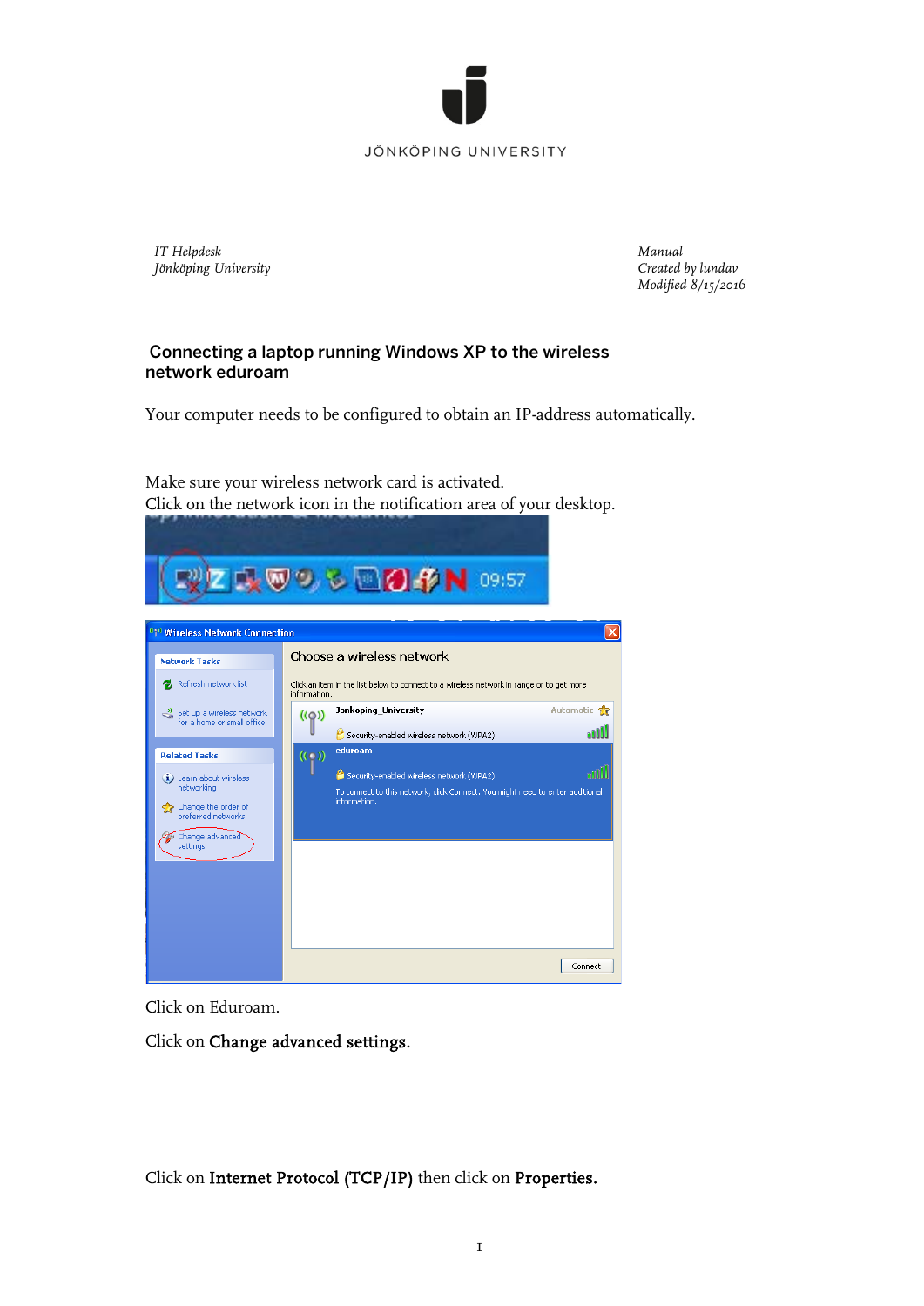JÖNKÖPING UNIVERSITY

*IT Helpdesk*
*Jönköping University*

*Manual*
*Created by lundav*
*Modified 8/15/2016*

# Connecting a laptop running Windows XP to the wireless network eduroam

Your computer needs to be configured to obtain an IP-address automatically.

Make sure your wireless network card is activated.
Click on the network icon in the notification area of your desktop.

Click on Eduroam.

Click on **Change advanced settings**.

Click on **Internet Protocol (TCP/IP)** then click on **Properties.**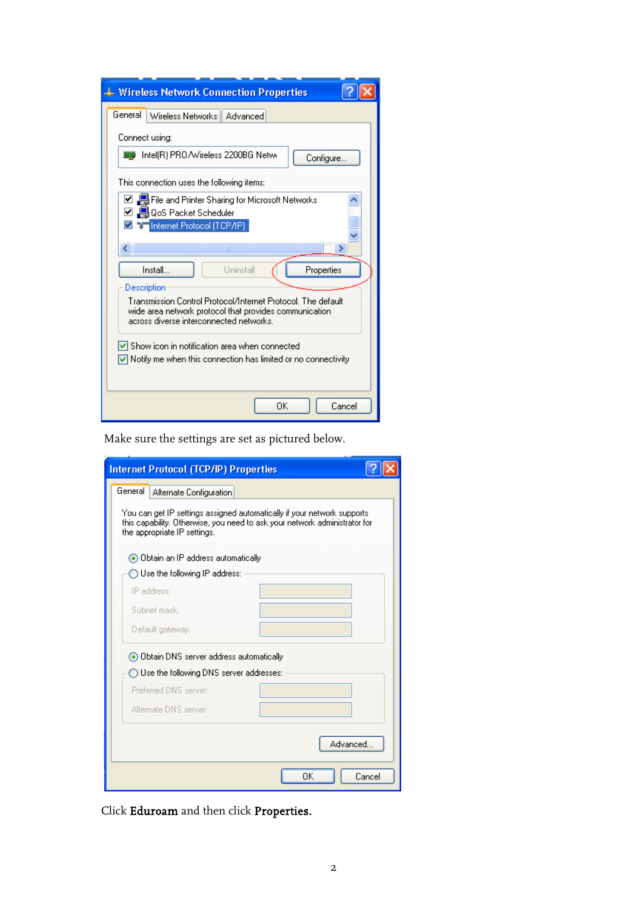Make sure the settings are set as pictured below.

Click **Eduroam** and then click **Properties.**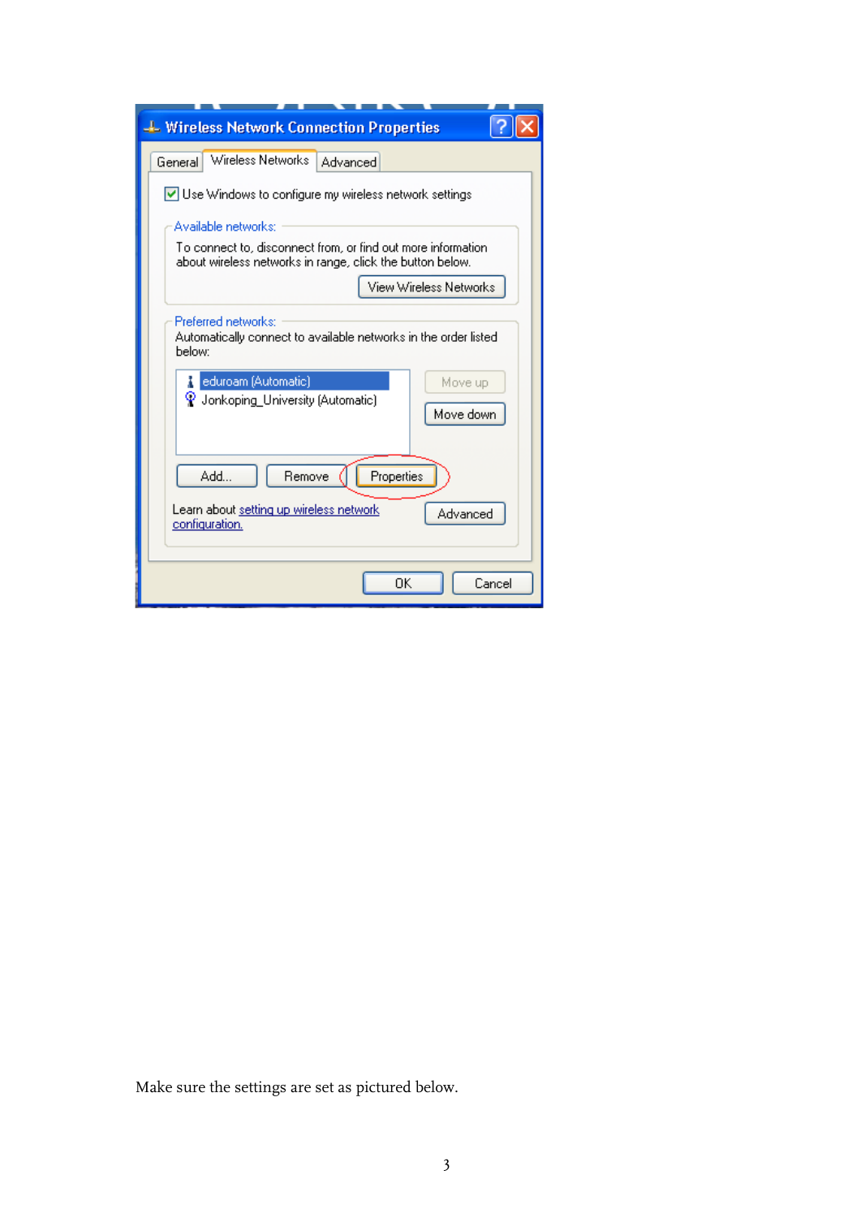Make sure the settings are set as pictured below.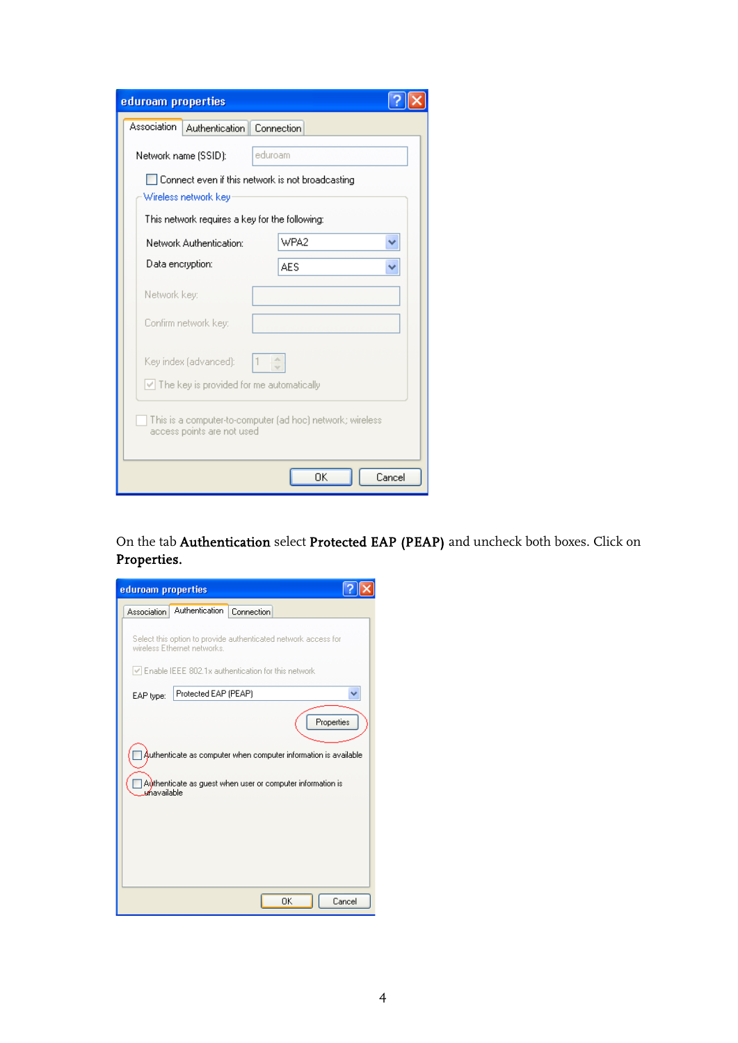On the tab **Authentication** select **Protected EAP (PEAP)** and uncheck both boxes. Click on **Properties.**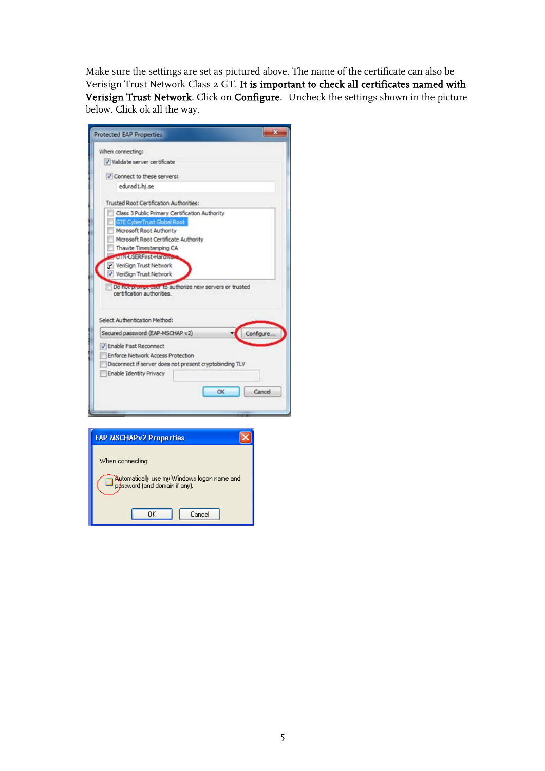Make sure the settings are set as pictured above. The name of the certificate can also be Verisign Trust Network Class 2 GT. **It is important to check all certificates named with Verisign Trust Network**. Click on **Configure.** Uncheck the settings shown in the picture below. Click ok all the way.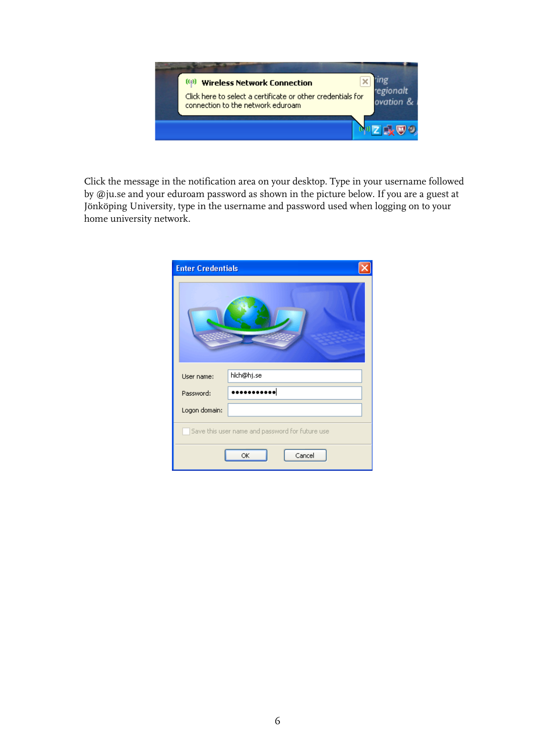Click the message in the notification area on your desktop. Type in your username followed by @ju.se and your eduroam password as shown in the picture below. If you are a guest at Jönköping University, type in the username and password used when logging on to your home university network.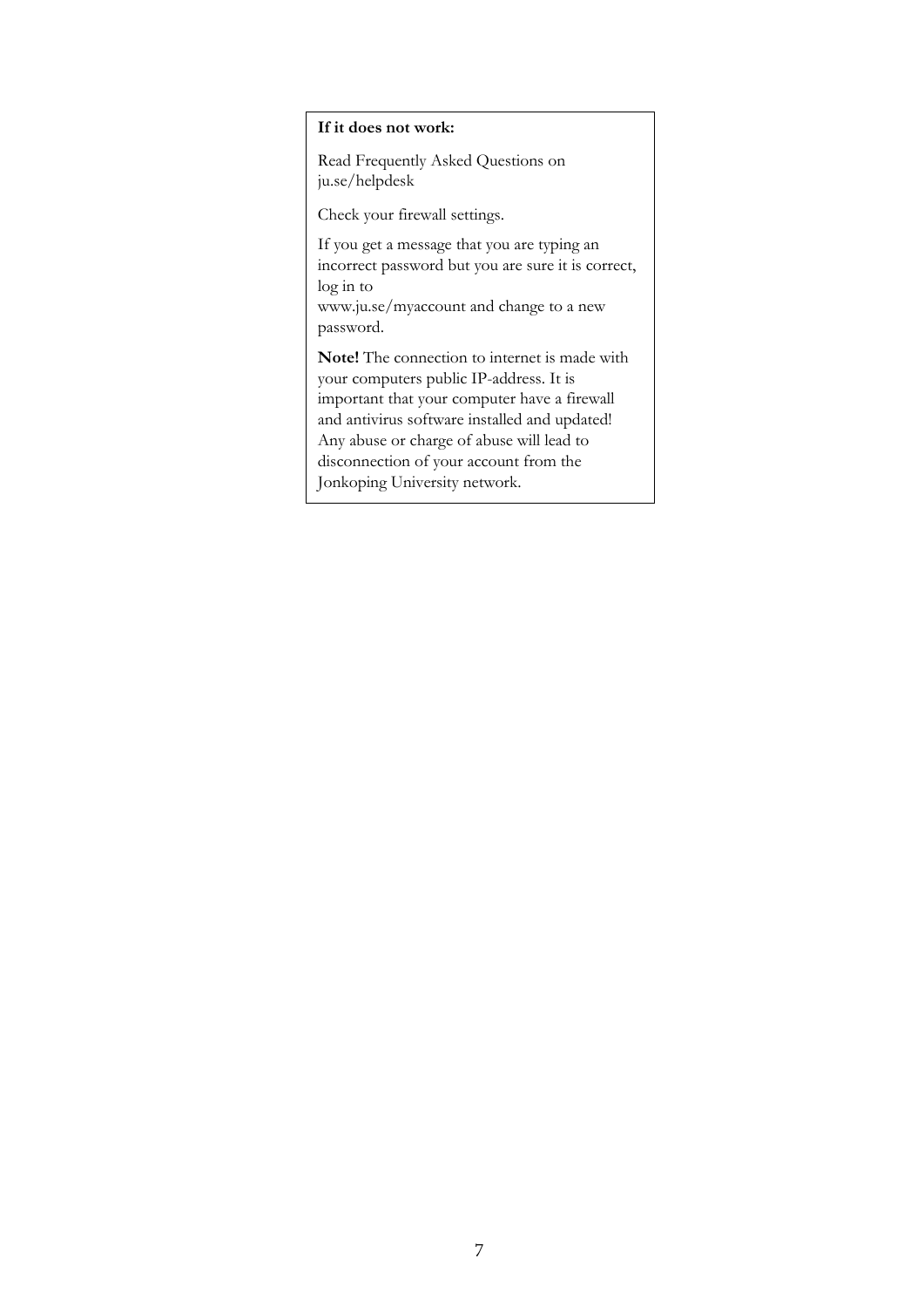**If it does not work:**

Read Frequently Asked Questions on ju.se/helpdesk

Check your firewall settings.

If you get a message that you are typing an incorrect password but you are sure it is correct, log in to www.ju.se/myaccount and change to a new password.

**Note!** The connection to internet is made with your computers public IP-address. It is important that your computer have a firewall and antivirus software installed and updated! Any abuse or charge of abuse will lead to disconnection of your account from the Jonkoping University network.